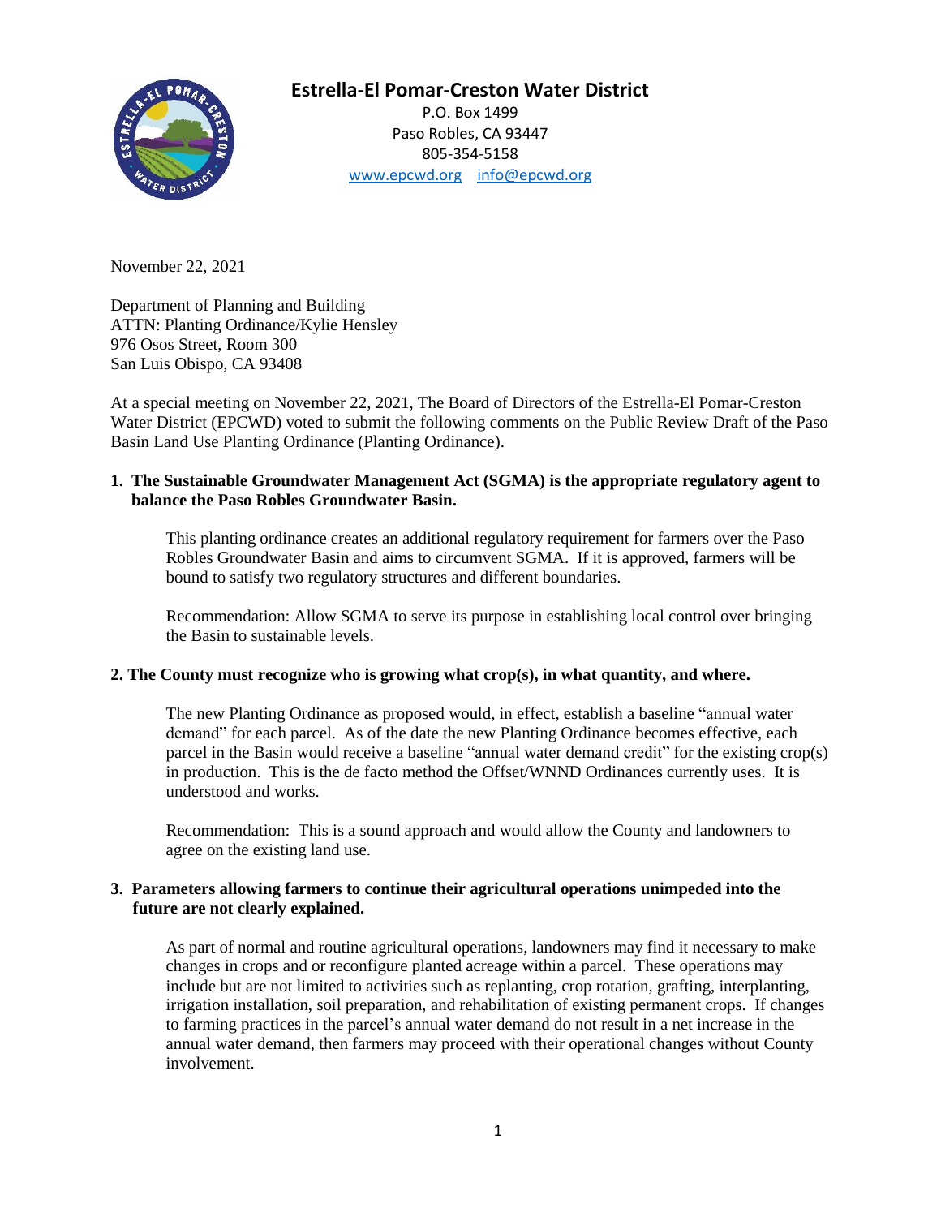# Estrella-El Pomar-Creston Water District

P.O. Box 1499
Paso Robles, CA 93447
805-354-5158
www.epcwd.org info@epcwd.org

November 22, 2021

Department of Planning and Building
ATTN: Planting Ordinance/Kylie Hensley
976 Osos Street, Room 300
San Luis Obispo, CA 93408

At a special meeting on November 22, 2021, The Board of Directors of the Estrella-El Pomar-Creston Water District (EPCWD) voted to submit the following comments on the Public Review Draft of the Paso Basin Land Use Planting Ordinance (Planting Ordinance).

**1. The Sustainable Groundwater Management Act (SGMA) is the appropriate regulatory agent to balance the Paso Robles Groundwater Basin.**

This planting ordinance creates an additional regulatory requirement for farmers over the Paso Robles Groundwater Basin and aims to circumvent SGMA. If it is approved, farmers will be bound to satisfy two regulatory structures and different boundaries.

Recommendation: Allow SGMA to serve its purpose in establishing local control over bringing the Basin to sustainable levels.

**2. The County must recognize who is growing what crop(s), in what quantity, and where.**

The new Planting Ordinance as proposed would, in effect, establish a baseline "annual water demand" for each parcel. As of the date the new Planting Ordinance becomes effective, each parcel in the Basin would receive a baseline "annual water demand credit" for the existing crop(s) in production. This is the de facto method the Offset/WNND Ordinances currently uses. It is understood and works.

Recommendation: This is a sound approach and would allow the County and landowners to agree on the existing land use.

**3. Parameters allowing farmers to continue their agricultural operations unimpeded into the future are not clearly explained.**

As part of normal and routine agricultural operations, landowners may find it necessary to make changes in crops and or reconfigure planted acreage within a parcel. These operations may include but are not limited to activities such as replanting, crop rotation, grafting, interplanting, irrigation installation, soil preparation, and rehabilitation of existing permanent crops. If changes to farming practices in the parcel's annual water demand do not result in a net increase in the annual water demand, then farmers may proceed with their operational changes without County involvement.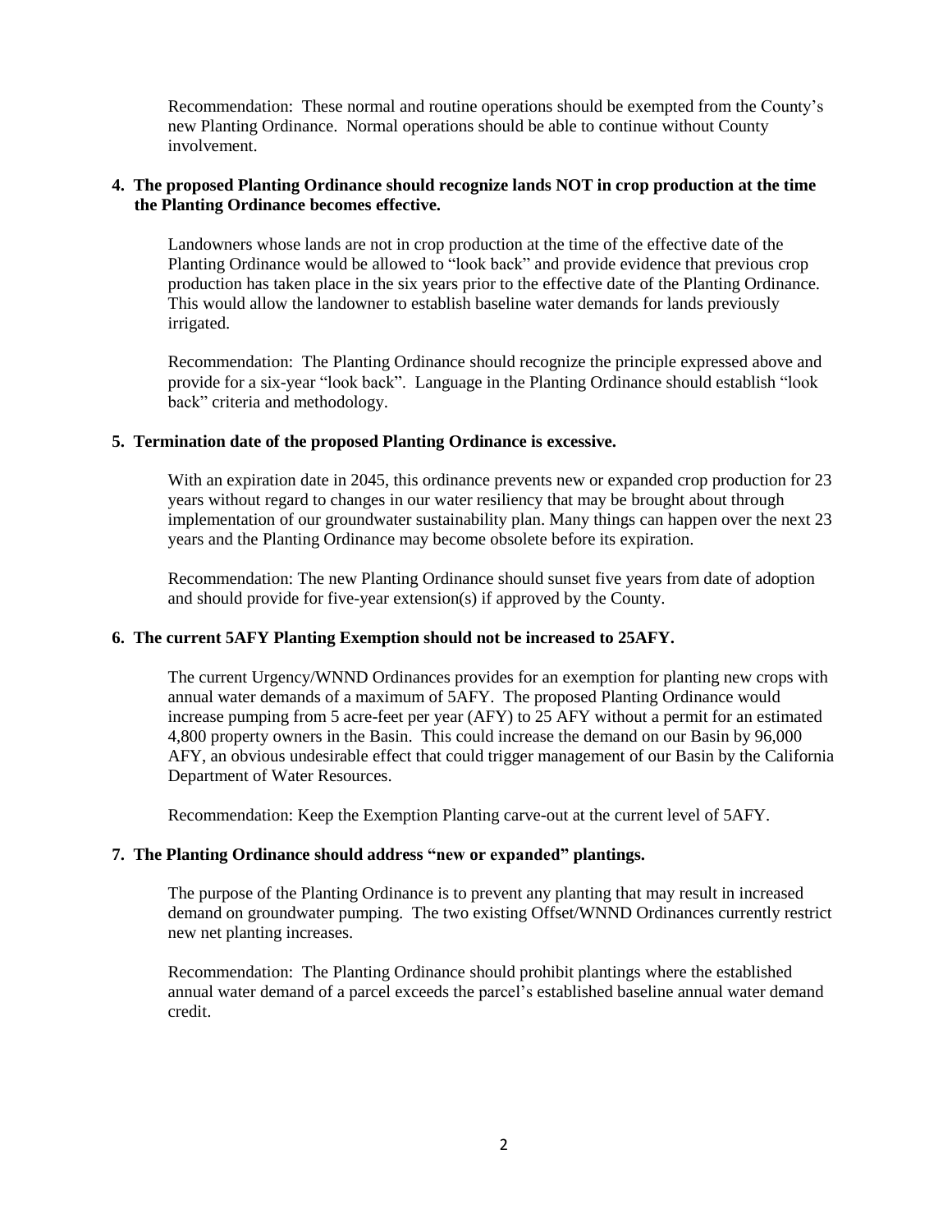Recommendation: These normal and routine operations should be exempted from the County's new Planting Ordinance. Normal operations should be able to continue without County involvement.

**4. The proposed Planting Ordinance should recognize lands NOT in crop production at the time the Planting Ordinance becomes effective.**

Landowners whose lands are not in crop production at the time of the effective date of the Planting Ordinance would be allowed to "look back" and provide evidence that previous crop production has taken place in the six years prior to the effective date of the Planting Ordinance. This would allow the landowner to establish baseline water demands for lands previously irrigated.

Recommendation: The Planting Ordinance should recognize the principle expressed above and provide for a six-year "look back". Language in the Planting Ordinance should establish "look back" criteria and methodology.

**5. Termination date of the proposed Planting Ordinance is excessive.**

With an expiration date in 2045, this ordinance prevents new or expanded crop production for 23 years without regard to changes in our water resiliency that may be brought about through implementation of our groundwater sustainability plan. Many things can happen over the next 23 years and the Planting Ordinance may become obsolete before its expiration.

Recommendation: The new Planting Ordinance should sunset five years from date of adoption and should provide for five-year extension(s) if approved by the County.

**6. The current 5AFY Planting Exemption should not be increased to 25AFY.**

The current Urgency/WNND Ordinances provides for an exemption for planting new crops with annual water demands of a maximum of 5AFY. The proposed Planting Ordinance would increase pumping from 5 acre-feet per year (AFY) to 25 AFY without a permit for an estimated 4,800 property owners in the Basin. This could increase the demand on our Basin by 96,000 AFY, an obvious undesirable effect that could trigger management of our Basin by the California Department of Water Resources.

Recommendation: Keep the Exemption Planting carve-out at the current level of 5AFY.

**7. The Planting Ordinance should address "new or expanded" plantings.**

The purpose of the Planting Ordinance is to prevent any planting that may result in increased demand on groundwater pumping. The two existing Offset/WNND Ordinances currently restrict new net planting increases.

Recommendation: The Planting Ordinance should prohibit plantings where the established annual water demand of a parcel exceeds the parcel's established baseline annual water demand credit.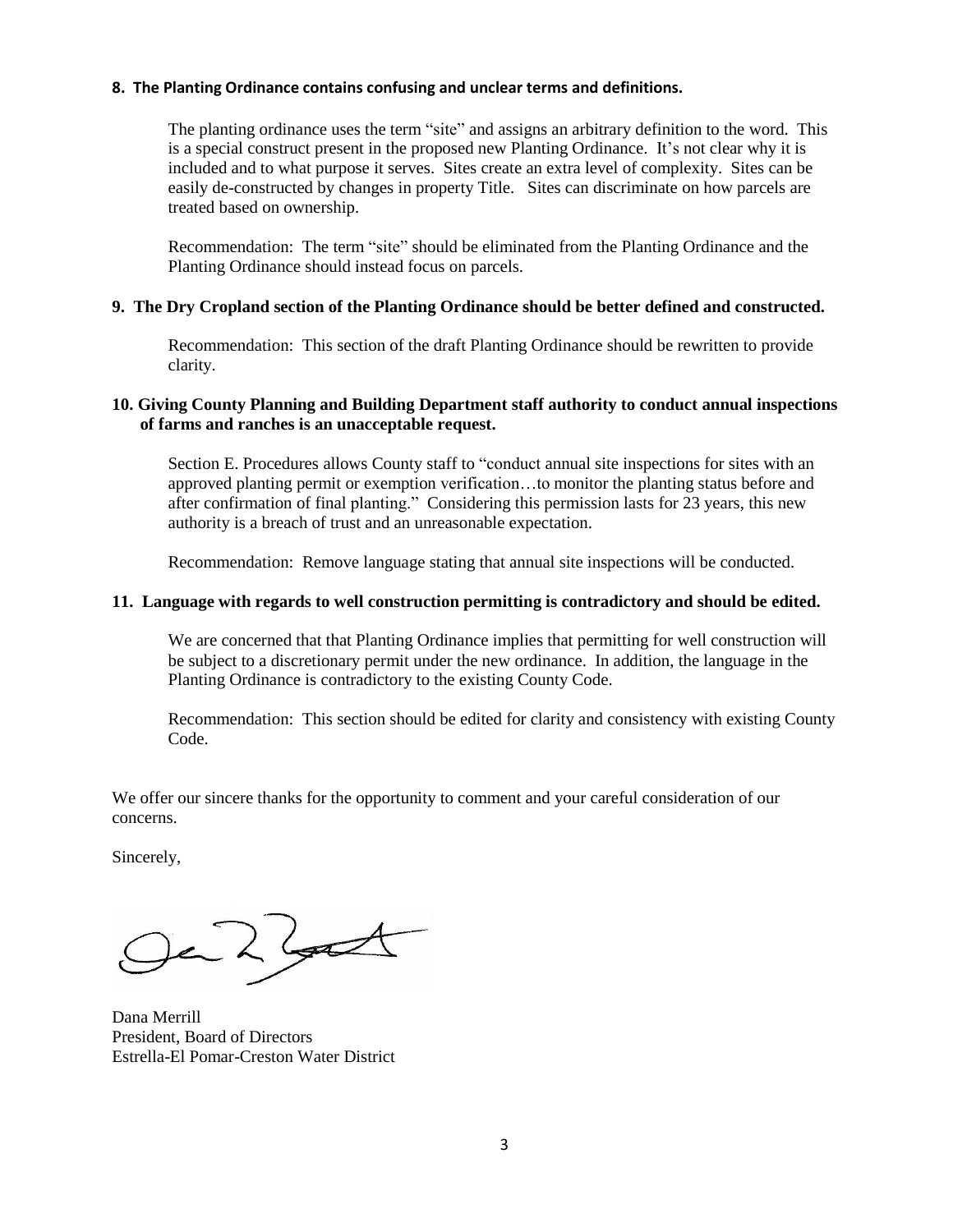**8. The Planting Ordinance contains confusing and unclear terms and definitions.**

The planting ordinance uses the term "site" and assigns an arbitrary definition to the word. This is a special construct present in the proposed new Planting Ordinance. It's not clear why it is included and to what purpose it serves. Sites create an extra level of complexity. Sites can be easily de-constructed by changes in property Title. Sites can discriminate on how parcels are treated based on ownership.

Recommendation: The term "site" should be eliminated from the Planting Ordinance and the Planting Ordinance should instead focus on parcels.

**9. The Dry Cropland section of the Planting Ordinance should be better defined and constructed.**

Recommendation: This section of the draft Planting Ordinance should be rewritten to provide clarity.

**10. Giving County Planning and Building Department staff authority to conduct annual inspections of farms and ranches is an unacceptable request.**

Section E. Procedures allows County staff to "conduct annual site inspections for sites with an approved planting permit or exemption verification…to monitor the planting status before and after confirmation of final planting." Considering this permission lasts for 23 years, this new authority is a breach of trust and an unreasonable expectation.

Recommendation: Remove language stating that annual site inspections will be conducted.

**11. Language with regards to well construction permitting is contradictory and should be edited.**

We are concerned that that Planting Ordinance implies that permitting for well construction will be subject to a discretionary permit under the new ordinance. In addition, the language in the Planting Ordinance is contradictory to the existing County Code.

Recommendation: This section should be edited for clarity and consistency with existing County Code.

We offer our sincere thanks for the opportunity to comment and your careful consideration of our concerns.

Sincerely,

Dana Merrill
President, Board of Directors
Estrella-El Pomar-Creston Water District